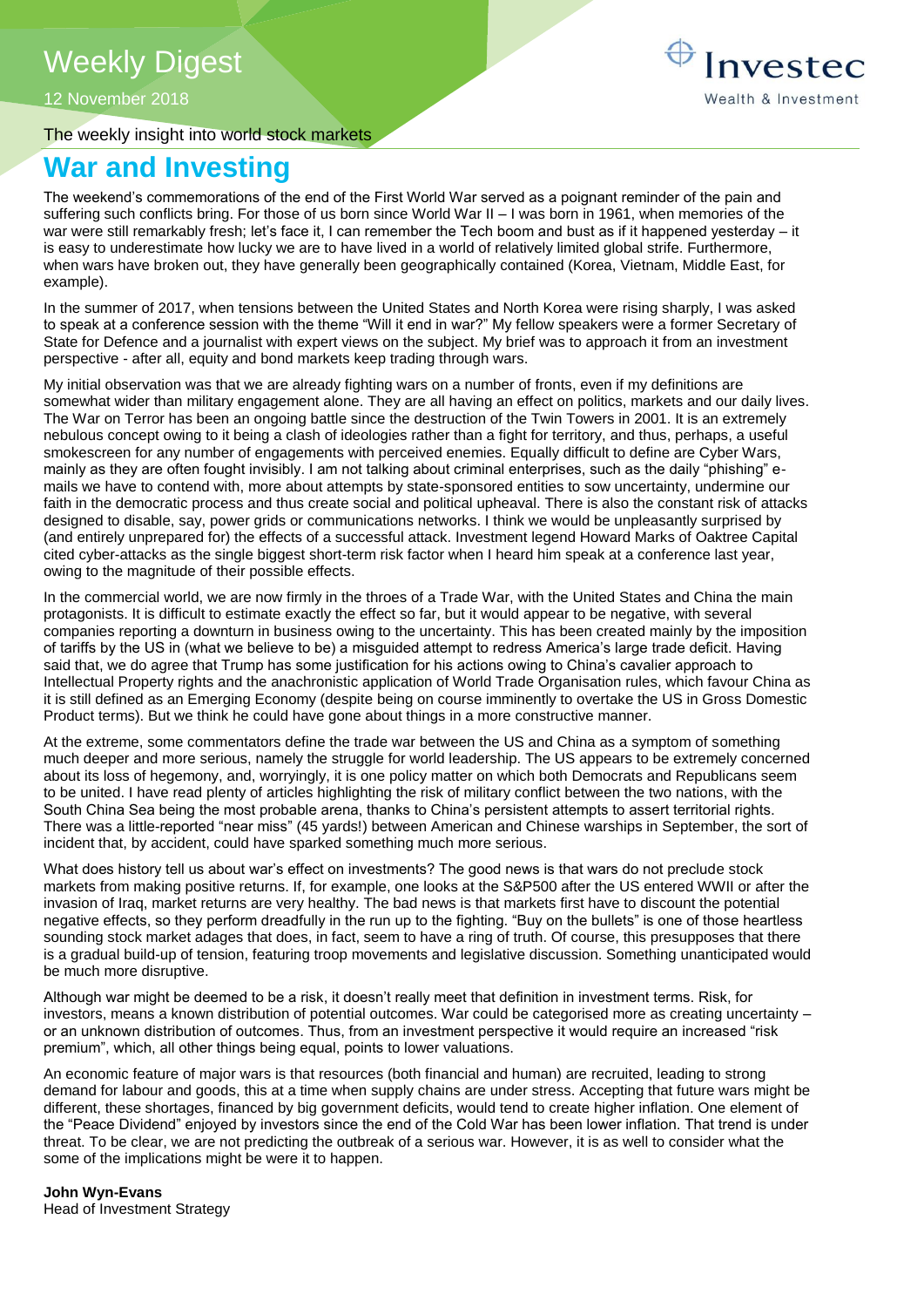Weekly Digest

12 November 2018

The weekly insight into world stock markets

# War and Investing

The weekend's commemorations of the end of the First World War served as a poignant reminder of the pain and suffering such conflicts bring. For those of us born since World War II – I was born in 1961, when memories of the war were still remarkably fresh; let's face it, I can remember the Tech boom and bust as if it happened yesterday – it is easy to underestimate how lucky we are to have lived in a world of relatively limited global strife. Furthermore, when wars have broken out, they have generally been geographically contained (Korea, Vietnam, Middle East, for example).

In the summer of 2017, when tensions between the United States and North Korea were rising sharply, I was asked to speak at a conference session with the theme "Will it end in war?" My fellow speakers were a former Secretary of State for Defence and a journalist with expert views on the subject. My brief was to approach it from an investment perspective - after all, equity and bond markets keep trading through wars.

My initial observation was that we are already fighting wars on a number of fronts, even if my definitions are somewhat wider than military engagement alone. They are all having an effect on politics, markets and our daily lives. The War on Terror has been an ongoing battle since the destruction of the Twin Towers in 2001. It is an extremely nebulous concept owing to it being a clash of ideologies rather than a fight for territory, and thus, perhaps, a useful smokescreen for any number of engagements with perceived enemies. Equally difficult to define are Cyber Wars, mainly as they are often fought invisibly. I am not talking about criminal enterprises, such as the daily "phishing" e-mails we have to contend with, more about attempts by state-sponsored entities to sow uncertainty, undermine our faith in the democratic process and thus create social and political upheaval. There is also the constant risk of attacks designed to disable, say, power grids or communications networks. I think we would be unpleasantly surprised by (and entirely unprepared for) the effects of a successful attack. Investment legend Howard Marks of Oaktree Capital cited cyber-attacks as the single biggest short-term risk factor when I heard him speak at a conference last year, owing to the magnitude of their possible effects.

In the commercial world, we are now firmly in the throes of a Trade War, with the United States and China the main protagonists. It is difficult to estimate exactly the effect so far, but it would appear to be negative, with several companies reporting a downturn in business owing to the uncertainty. This has been created mainly by the imposition of tariffs by the US in (what we believe to be) a misguided attempt to redress America's large trade deficit. Having said that, we do agree that Trump has some justification for his actions owing to China's cavalier approach to Intellectual Property rights and the anachronistic application of World Trade Organisation rules, which favour China as it is still defined as an Emerging Economy (despite being on course imminently to overtake the US in Gross Domestic Product terms). But we think he could have gone about things in a more constructive manner.

At the extreme, some commentators define the trade war between the US and China as a symptom of something much deeper and more serious, namely the struggle for world leadership. The US appears to be extremely concerned about its loss of hegemony, and, worryingly, it is one policy matter on which both Democrats and Republicans seem to be united. I have read plenty of articles highlighting the risk of military conflict between the two nations, with the South China Sea being the most probable arena, thanks to China's persistent attempts to assert territorial rights. There was a little-reported "near miss" (45 yards!) between American and Chinese warships in September, the sort of incident that, by accident, could have sparked something much more serious.

What does history tell us about war's effect on investments? The good news is that wars do not preclude stock markets from making positive returns. If, for example, one looks at the S&P500 after the US entered WWII or after the invasion of Iraq, market returns are very healthy. The bad news is that markets first have to discount the potential negative effects, so they perform dreadfully in the run up to the fighting. "Buy on the bullets" is one of those heartless sounding stock market adages that does, in fact, seem to have a ring of truth. Of course, this presupposes that there is a gradual build-up of tension, featuring troop movements and legislative discussion. Something unanticipated would be much more disruptive.

Although war might be deemed to be a risk, it doesn't really meet that definition in investment terms. Risk, for investors, means a known distribution of potential outcomes. War could be categorised more as creating uncertainty – or an unknown distribution of outcomes. Thus, from an investment perspective it would require an increased "risk premium", which, all other things being equal, points to lower valuations.

An economic feature of major wars is that resources (both financial and human) are recruited, leading to strong demand for labour and goods, this at a time when supply chains are under stress. Accepting that future wars might be different, these shortages, financed by big government deficits, would tend to create higher inflation. One element of the "Peace Dividend" enjoyed by investors since the end of the Cold War has been lower inflation. That trend is under threat. To be clear, we are not predicting the outbreak of a serious war. However, it is as well to consider what the some of the implications might be were it to happen.

**John Wyn-Evans**
Head of Investment Strategy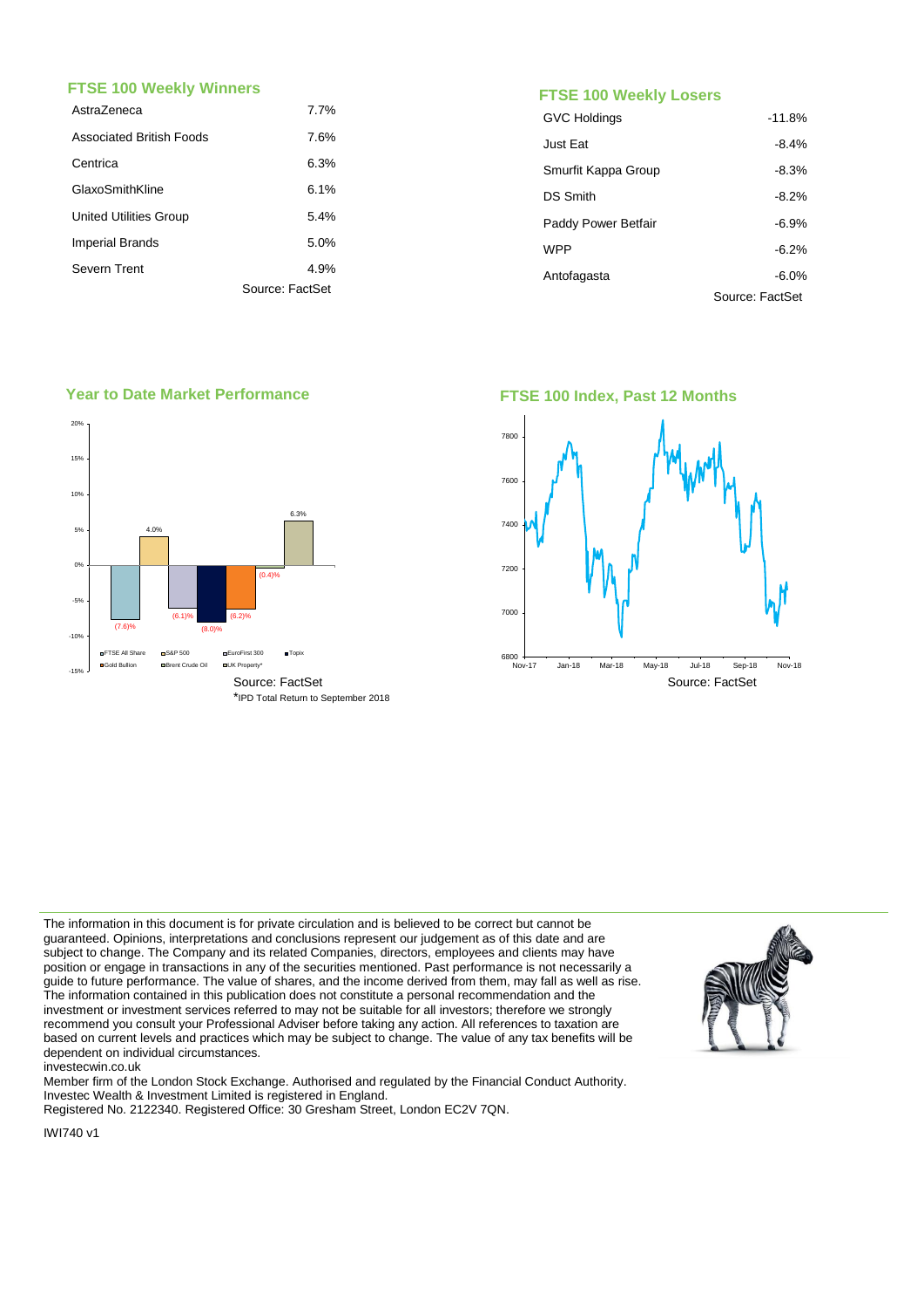## FTSE 100 Weekly Winners

| | |
|---|---|
| AstraZeneca | 7.7% |
| Associated British Foods | 7.6% |
| Centrica | 6.3% |
| GlaxoSmithKline | 6.1% |
| United Utilities Group | 5.4% |
| Imperial Brands | 5.0% |
| Severn Trent | 4.9% |

Source: FactSet

## FTSE 100 Weekly Losers

| | |
|---|---|
| GVC Holdings | -11.8% |
| Just Eat | -8.4% |
| Smurfit Kappa Group | -8.3% |
| DS Smith | -8.2% |
| Paddy Power Betfair | -6.9% |
| WPP | -6.2% |
| Antofagasta | -6.0% |

Source: FactSet

## Year to Date Market Performance

20%
15%
10%
5%
0%
-5%
-10%
-15%

(7.6)%
4.0%
(6.1)%
(8.0)%
(6.2)%
(0.4)%
6.3%

FTSE All Share
S&P 500
EuroFirst 300
Topix
Gold Bullion
Brent Crude Oil
UK Property*

Source: FactSet

*IPD Total Return to September 2018

## FTSE 100 Index, Past 12 Months

7800
7600
7400
7200
7000
6800

Nov-17
Jan-18
Mar-18
May-18
Jul-18
Sep-18
Nov-18

Source: FactSet

---

The information in this document is for private circulation and is believed to be correct but cannot be guaranteed. Opinions, interpretations and conclusions represent our judgement as of this date and are subject to change. The Company and its related Companies, directors, employees and clients may have position or engage in transactions in any of the securities mentioned. Past performance is not necessarily a guide to future performance. The value of shares, and the income derived from them, may fall as well as rise. The information contained in this publication does not constitute a personal recommendation and the investment or investment services referred to may not be suitable for all investors; therefore we strongly recommend you consult your Professional Adviser before taking any action. All references to taxation are based on current levels and practices which may be subject to change. The value of any tax benefits will be dependent on individual circumstances.

investecwin.co.uk

Member firm of the London Stock Exchange. Authorised and regulated by the Financial Conduct Authority.
Investec Wealth & Investment Limited is registered in England.
Registered No. 2122340. Registered Office: 30 Gresham Street, London EC2V 7QN.

IWI740 v1